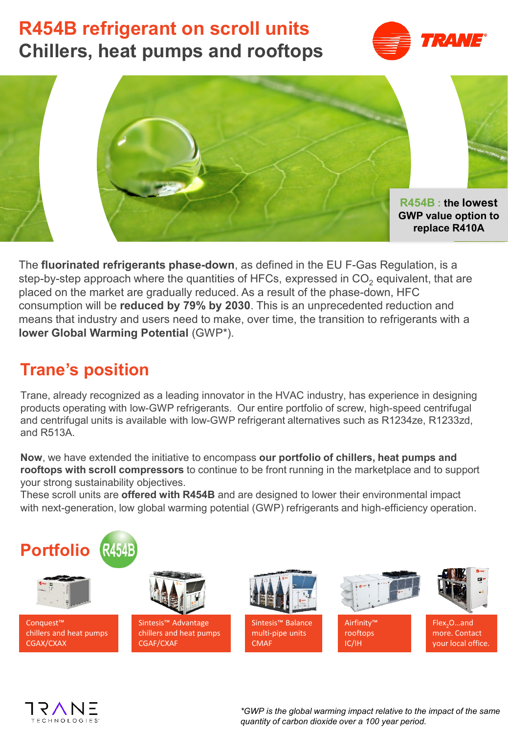# R454B refrigerant on scroll units
## Chillers, heat pumps and rooftops

**R454B : the lowest GWP value option to replace R410A**

The **fluorinated refrigerants phase-down**, as defined in the EU F-Gas Regulation, is a step-by-step approach where the quantities of HFCs, expressed in $CO_2$ equivalent, that are placed on the market are gradually reduced. As a result of the phase-down, HFC consumption will be **reduced by 79% by 2030**. This is an unprecedented reduction and means that industry and users need to make, over time, the transition to refrigerants with a **lower Global Warming Potential** (GWP*).

## Trane's position

Trane, already recognized as a leading innovator in the HVAC industry, has experience in designing products operating with low-GWP refrigerants. Our entire portfolio of screw, high-speed centrifugal and centrifugal units is available with low-GWP refrigerant alternatives such as R1234ze, R1233zd, and R513A.

**Now**, we have extended the initiative to encompass **our portfolio of chillers, heat pumps and rooftops with scroll compressors** to continue to be front running in the marketplace and to support your strong sustainability objectives.
These scroll units are **offered with R454B** and are designed to lower their environmental impact with next-generation, low global warming potential (GWP) refrigerants and high-efficiency operation.

## Portfolio R454B

- Conquest™ chillers and heat pumps CGAX/CXAX
- Sintesis™ Advantage chillers and heat pumps CGAF/CXAF
- Sintesis™ Balance multi-pipe units CMAF
- Airfinity™ rooftops IC/IH
- Flex$_2$O…and more. Contact your local office.

*\*GWP is the global warming impact relative to the impact of the same quantity of carbon dioxide over a 100 year period.*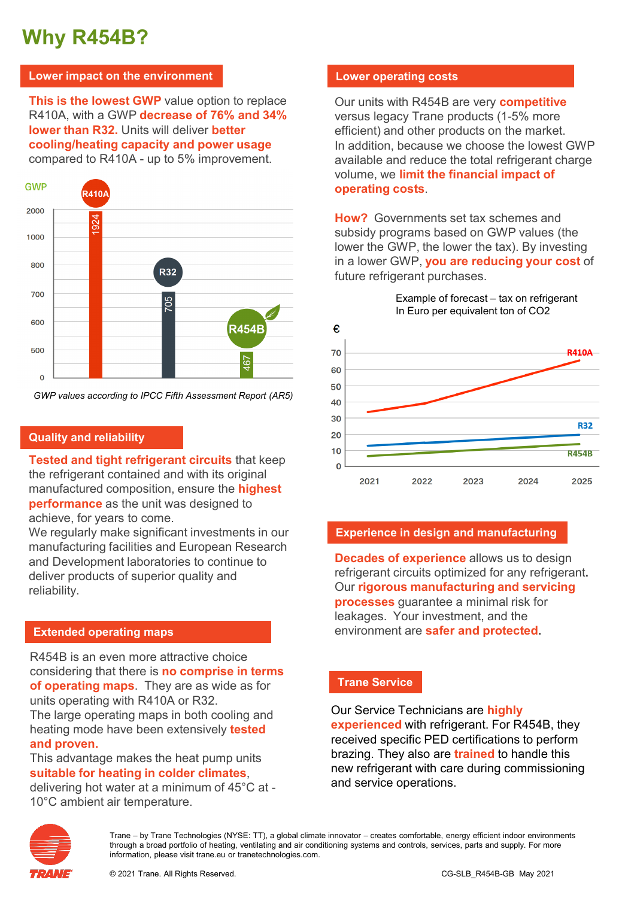# Why R454B?

## Lower impact on the environment

**This is the lowest GWP** value option to replace R410A, with a GWP **decrease of 76% and 34% lower than R32.** Units will deliver **better cooling/heating capacity and power usage** compared to R410A - up to 5% improvement.

GWP
2000
1000
800
700
600
500
0
R410A
1924
R32
705
R454B
467

*GWP values according to IPCC Fifth Assessment Report (AR5)*

## Quality and reliability

**Tested and tight refrigerant circuits** that keep the refrigerant contained and with its original manufactured composition, ensure the **highest performance** as the unit was designed to achieve, for years to come.
We regularly make significant investments in our manufacturing facilities and European Research and Development laboratories to continue to deliver products of superior quality and reliability.

## Extended operating maps

R454B is an even more attractive choice considering that there is **no comprise in terms of operating maps**. They are as wide as for units operating with R410A or R32.
The large operating maps in both cooling and heating mode have been extensively **tested and proven.**
This advantage makes the heat pump units **suitable for heating in colder climates**, delivering hot water at a minimum of 45°C at -10°C ambient air temperature.

## Lower operating costs

Our units with R454B are very **competitive** versus legacy Trane products (1-5% more efficient) and other products on the market.
In addition, because we choose the lowest GWP available and reduce the total refrigerant charge volume, we **limit the financial impact of operating costs**.

**How?** Governments set tax schemes and subsidy programs based on GWP values (the lower the GWP, the lower the tax). By investing in a lower GWP, **you are reducing your cost** of future refrigerant purchases.

Example of forecast – tax on refrigerant
In Euro per equivalent ton of $CO_2$

€
70
60
50
40
30
20
10
0
2021
2022
2023
2024
2025
R410A
R32
R454B

## Experience in design and manufacturing

**Decades of experience** allows us to design refrigerant circuits optimized for any refrigerant. Our **rigorous manufacturing and servicing processes** guarantee a minimal risk for leakages. Your investment, and the environment are **safer and protected**.

## Trane Service

Our Service Technicians are **highly experienced** with refrigerant. For R454B, they received specific PED certifications to perform brazing. They also are **trained** to handle this new refrigerant with care during commissioning and service operations.

Trane – by Trane Technologies (NYSE: TT), a global climate innovator – creates comfortable, energy efficient indoor environments through a broad portfolio of heating, ventilating and air conditioning systems and controls, services, parts and supply. For more information, please visit trane.eu or tranetechnologies.com.

© 2021 Trane. All Rights Reserved.

CG-SLB_R454B-GB May 2021